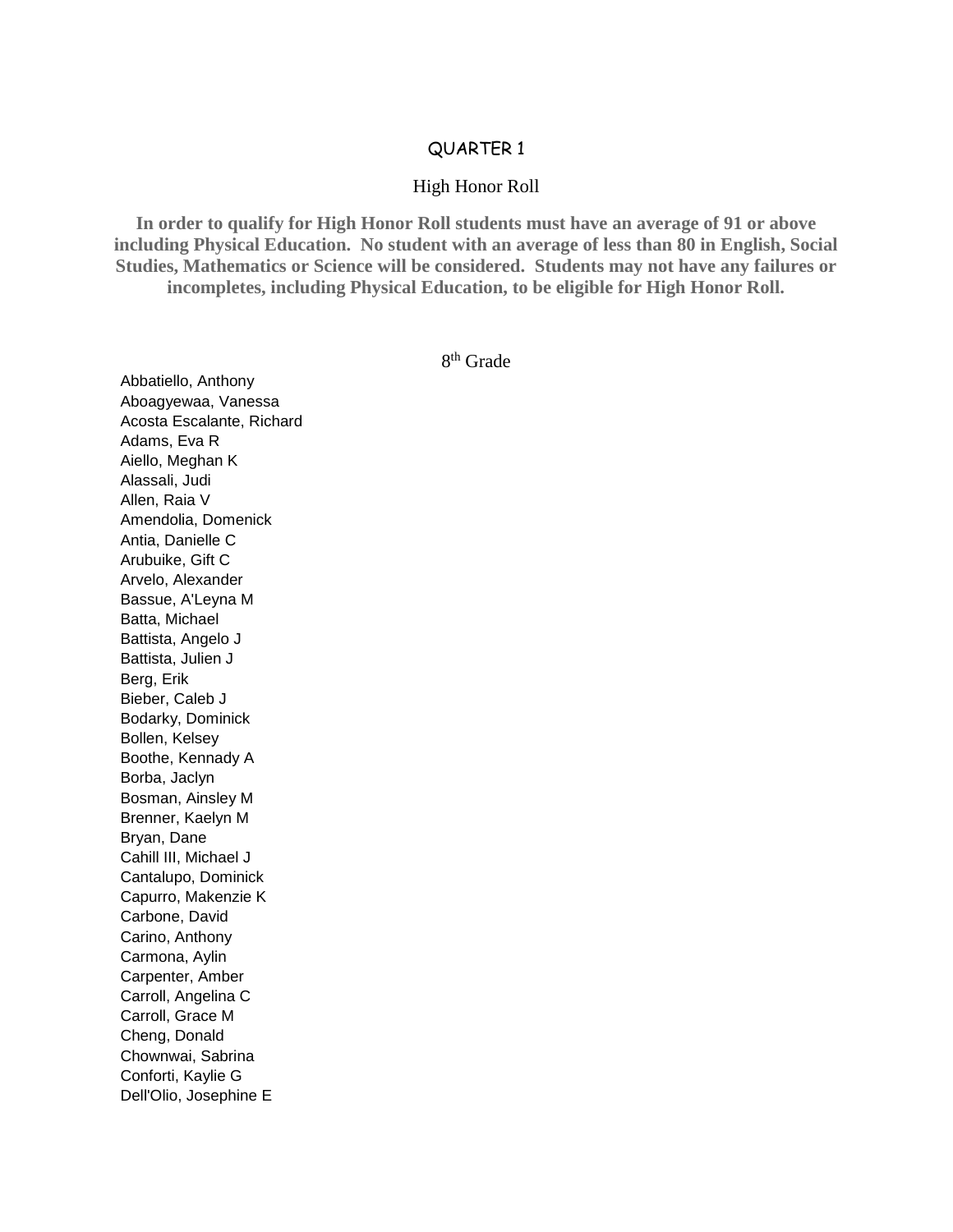# QUARTER 1

## High Honor Roll

**In order to qualify for High Honor Roll students must have an average of 91 or above including Physical Education. No student with an average of less than 80 in English, Social Studies, Mathematics or Science will be considered. Students may not have any failures or incompletes, including Physical Education, to be eligible for High Honor Roll.**

### 8th Grade

Abbatiello, Anthony
Aboagyewaa, Vanessa
Acosta Escalante, Richard
Adams, Eva R
Aiello, Meghan K
Alassali, Judi
Allen, Raia V
Amendolia, Domenick
Antia, Danielle C
Arubuike, Gift C
Arvelo, Alexander
Bassue, A'Leyna M
Batta, Michael
Battista, Angelo J
Battista, Julien J
Berg, Erik
Bieber, Caleb J
Bodarky, Dominick
Bollen, Kelsey
Boothe, Kennady A
Borba, Jaclyn
Bosman, Ainsley M
Brenner, Kaelyn M
Bryan, Dane
Cahill III, Michael J
Cantalupo, Dominick
Capurro, Makenzie K
Carbone, David
Carino, Anthony
Carmona, Aylin
Carpenter, Amber
Carroll, Angelina C
Carroll, Grace M
Cheng, Donald
Chownwai, Sabrina
Conforti, Kaylie G
Dell'Olio, Josephine E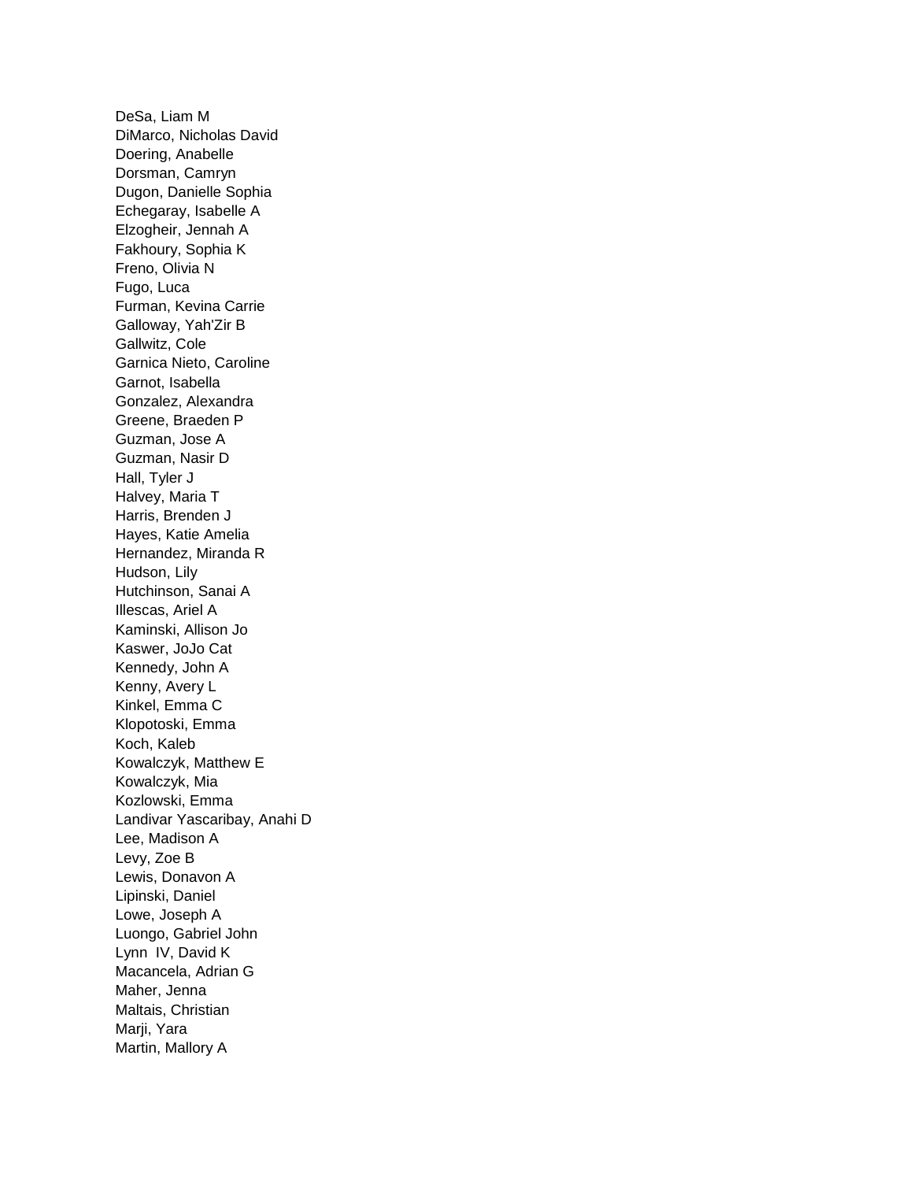DeSa, Liam M
DiMarco, Nicholas David
Doering, Anabelle
Dorsman, Camryn
Dugon, Danielle Sophia
Echegaray, Isabelle A
Elzogheir, Jennah A
Fakhoury, Sophia K
Freno, Olivia N
Fugo, Luca
Furman, Kevina Carrie
Galloway, Yah'Zir B
Gallwitz, Cole
Garnica Nieto, Caroline
Garnot, Isabella
Gonzalez, Alexandra
Greene, Braeden P
Guzman, Jose A
Guzman, Nasir D
Hall, Tyler J
Halvey, Maria T
Harris, Brenden J
Hayes, Katie Amelia
Hernandez, Miranda R
Hudson, Lily
Hutchinson, Sanai A
Illescas, Ariel A
Kaminski, Allison Jo
Kaswer, JoJo Cat
Kennedy, John A
Kenny, Avery L
Kinkel, Emma C
Klopotoski, Emma
Koch, Kaleb
Kowalczyk, Matthew E
Kowalczyk, Mia
Kozlowski, Emma
Landivar Yascaribay, Anahi D
Lee, Madison A
Levy, Zoe B
Lewis, Donavon A
Lipinski, Daniel
Lowe, Joseph A
Luongo, Gabriel John
Lynn IV, David K
Macancela, Adrian G
Maher, Jenna
Maltais, Christian
Marji, Yara
Martin, Mallory A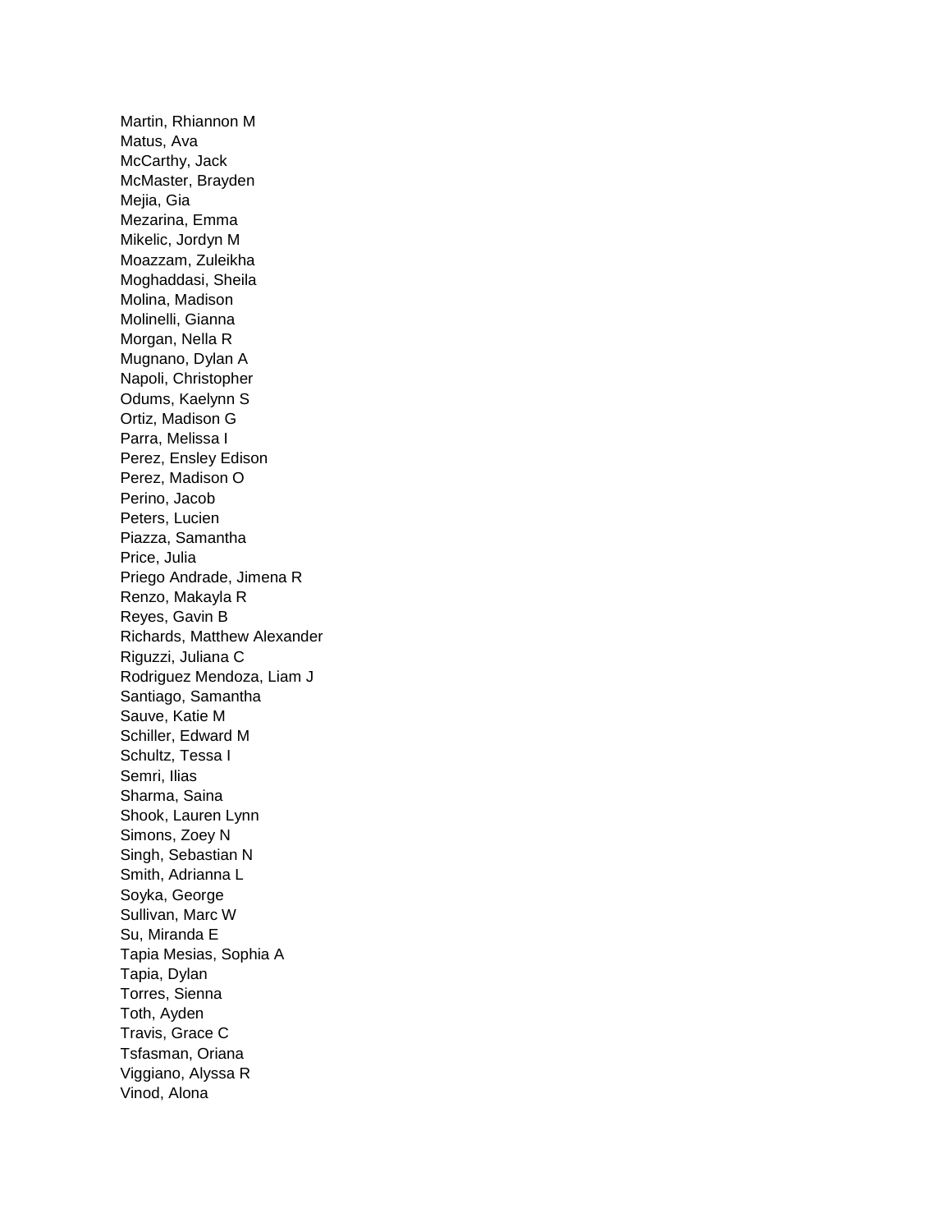Martin, Rhiannon M
Matus, Ava
McCarthy, Jack
McMaster, Brayden
Mejia, Gia
Mezarina, Emma
Mikelic, Jordyn M
Moazzam, Zuleikha
Moghaddasi, Sheila
Molina, Madison
Molinelli, Gianna
Morgan, Nella R
Mugnano, Dylan A
Napoli, Christopher
Odums, Kaelynn S
Ortiz, Madison G
Parra, Melissa I
Perez, Ensley Edison
Perez, Madison O
Perino, Jacob
Peters, Lucien
Piazza, Samantha
Price, Julia
Priego Andrade, Jimena R
Renzo, Makayla R
Reyes, Gavin B
Richards, Matthew Alexander
Riguzzi, Juliana C
Rodriguez Mendoza, Liam J
Santiago, Samantha
Sauve, Katie M
Schiller, Edward M
Schultz, Tessa I
Semri, Ilias
Sharma, Saina
Shook, Lauren Lynn
Simons, Zoey N
Singh, Sebastian N
Smith, Adrianna L
Soyka, George
Sullivan, Marc W
Su, Miranda E
Tapia Mesias, Sophia A
Tapia, Dylan
Torres, Sienna
Toth, Ayden
Travis, Grace C
Tsfasman, Oriana
Viggiano, Alyssa R
Vinod, Alona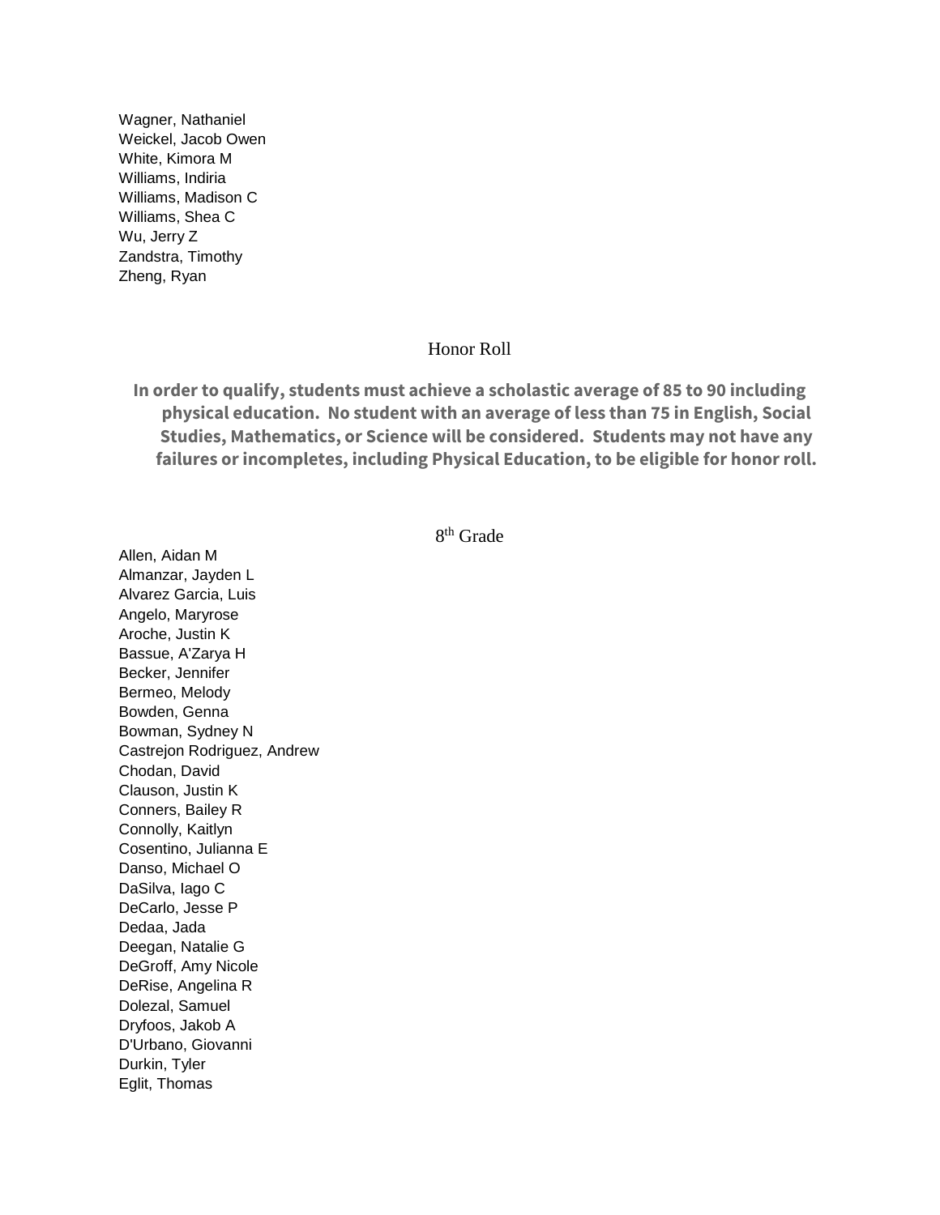Wagner, Nathaniel
Weickel, Jacob Owen
White, Kimora M
Williams, Indiria
Williams, Madison C
Williams, Shea C
Wu, Jerry Z
Zandstra, Timothy
Zheng, Ryan

## Honor Roll

**In order to qualify, students must achieve a scholastic average of 85 to 90 including physical education. No student with an average of less than 75 in English, Social Studies, Mathematics, or Science will be considered. Students may not have any failures or incompletes, including Physical Education, to be eligible for honor roll.**

### 8th Grade

Allen, Aidan M
Almanzar, Jayden L
Alvarez Garcia, Luis
Angelo, Maryrose
Aroche, Justin K
Bassue, A'Zarya H
Becker, Jennifer
Bermeo, Melody
Bowden, Genna
Bowman, Sydney N
Castrejon Rodriguez, Andrew
Chodan, David
Clauson, Justin K
Conners, Bailey R
Connolly, Kaitlyn
Cosentino, Julianna E
Danso, Michael O
DaSilva, Iago C
DeCarlo, Jesse P
Dedaa, Jada
Deegan, Natalie G
DeGroff, Amy Nicole
DeRise, Angelina R
Dolezal, Samuel
Dryfoos, Jakob A
D'Urbano, Giovanni
Durkin, Tyler
Eglit, Thomas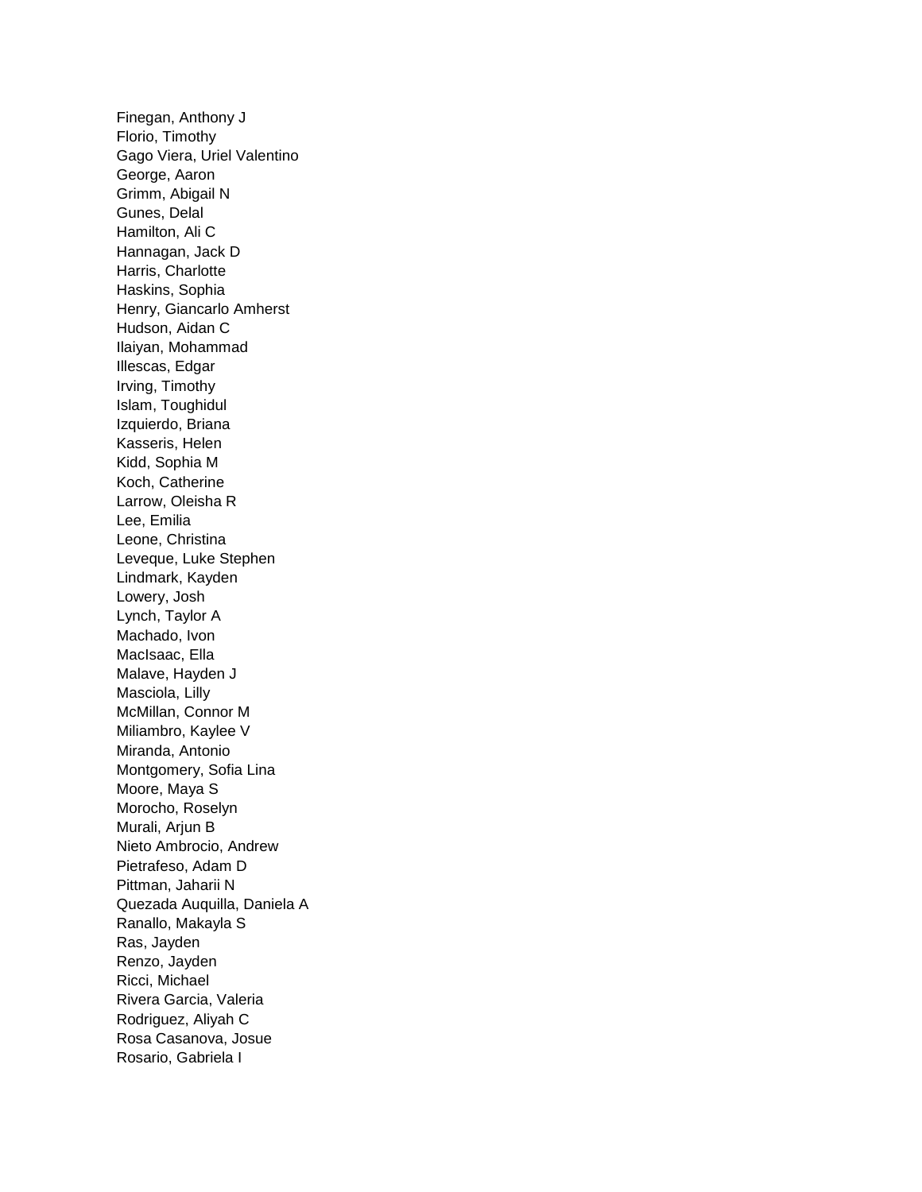Finegan, Anthony J
Florio, Timothy
Gago Viera, Uriel Valentino
George, Aaron
Grimm, Abigail N
Gunes, Delal
Hamilton, Ali C
Hannagan, Jack D
Harris, Charlotte
Haskins, Sophia
Henry, Giancarlo Amherst
Hudson, Aidan C
Ilaiyan, Mohammad
Illescas, Edgar
Irving, Timothy
Islam, Toughidul
Izquierdo, Briana
Kasseris, Helen
Kidd, Sophia M
Koch, Catherine
Larrow, Oleisha R
Lee, Emilia
Leone, Christina
Leveque, Luke Stephen
Lindmark, Kayden
Lowery, Josh
Lynch, Taylor A
Machado, Ivon
MacIsaac, Ella
Malave, Hayden J
Masciola, Lilly
McMillan, Connor M
Miliambro, Kaylee V
Miranda, Antonio
Montgomery, Sofia Lina
Moore, Maya S
Morocho, Roselyn
Murali, Arjun B
Nieto Ambrocio, Andrew
Pietrafeso, Adam D
Pittman, Jaharii N
Quezada Auquilla, Daniela A
Ranallo, Makayla S
Ras, Jayden
Renzo, Jayden
Ricci, Michael
Rivera Garcia, Valeria
Rodriguez, Aliyah C
Rosa Casanova, Josue
Rosario, Gabriela I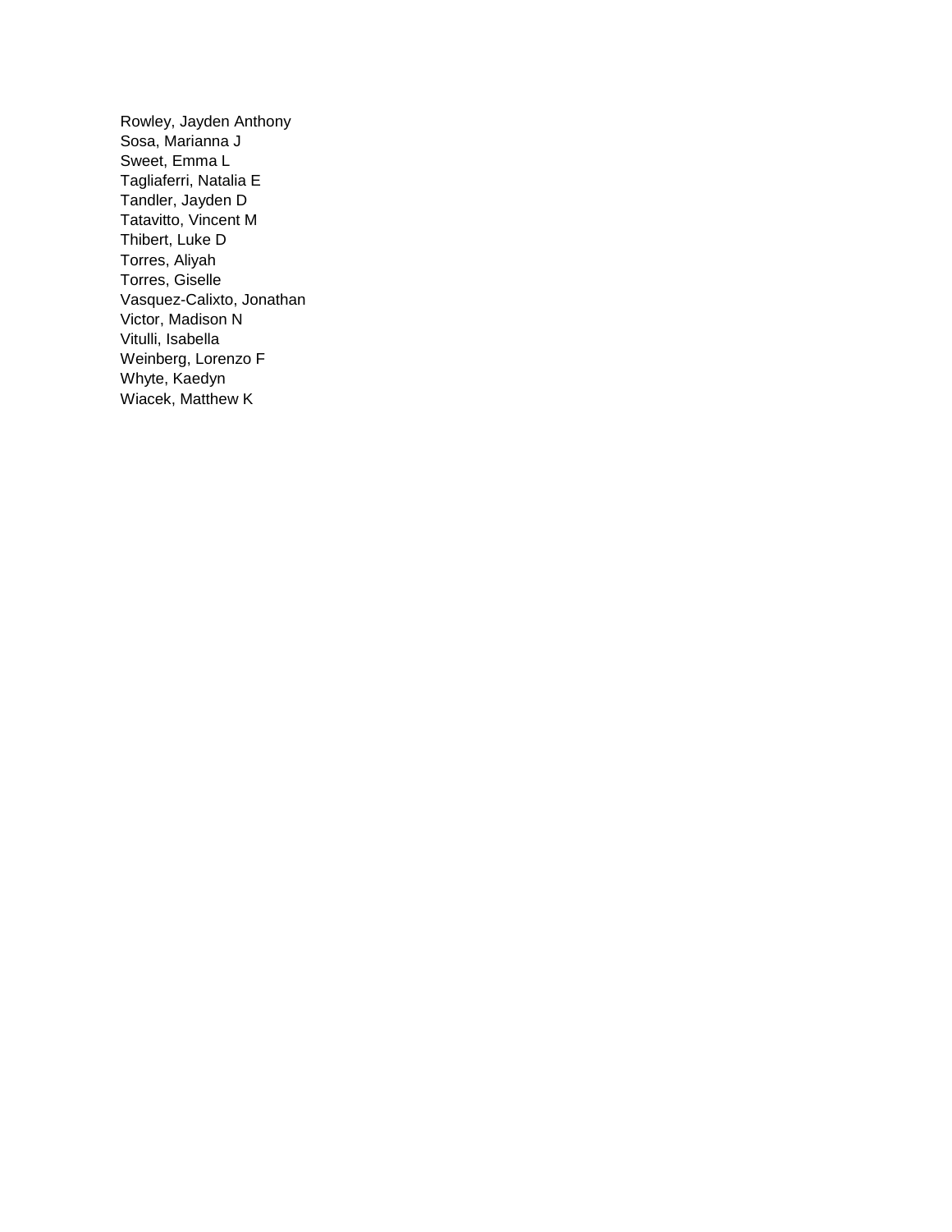Rowley, Jayden Anthony
Sosa, Marianna J
Sweet, Emma L
Tagliaferri, Natalia E
Tandler, Jayden D
Tatavitto, Vincent M
Thibert, Luke D
Torres, Aliyah
Torres, Giselle
Vasquez-Calixto, Jonathan
Victor, Madison N
Vitulli, Isabella
Weinberg, Lorenzo F
Whyte, Kaedyn
Wiacek, Matthew K